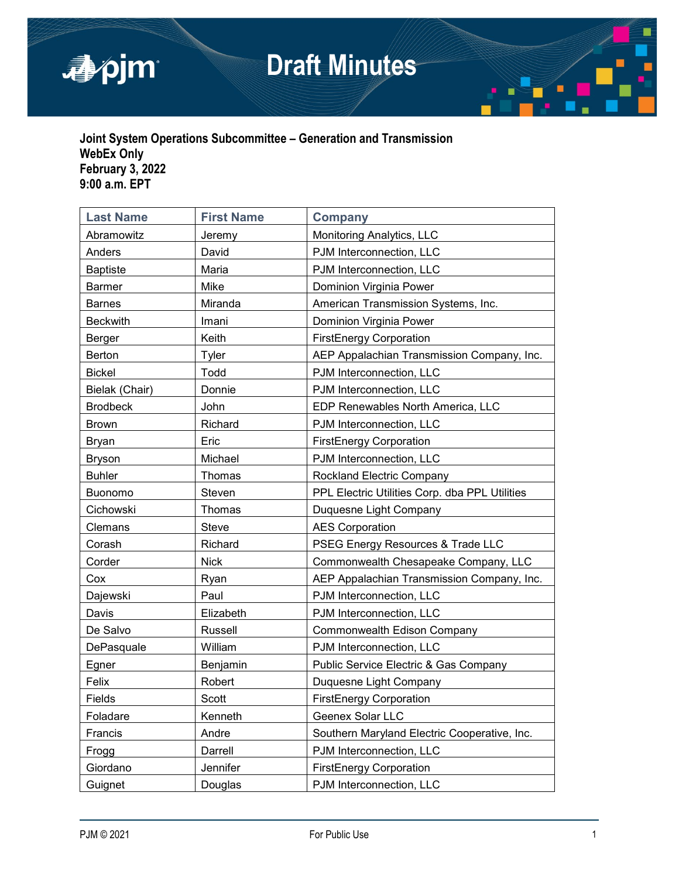# Draft Minutes

**Joint System Operations Subcommittee – Generation and Transmission**
**WebEx Only**
**February 3, 2022**
**9:00 a.m. EPT**

| Last Name | First Name | Company |
|---|---|---|
| Abramowitz | Jeremy | Monitoring Analytics, LLC |
| Anders | David | PJM Interconnection, LLC |
| Baptiste | Maria | PJM Interconnection, LLC |
| Barmer | Mike | Dominion Virginia Power |
| Barnes | Miranda | American Transmission Systems, Inc. |
| Beckwith | Imani | Dominion Virginia Power |
| Berger | Keith | FirstEnergy Corporation |
| Berton | Tyler | AEP Appalachian Transmission Company, Inc. |
| Bickel | Todd | PJM Interconnection, LLC |
| Bielak (Chair) | Donnie | PJM Interconnection, LLC |
| Brodbeck | John | EDP Renewables North America, LLC |
| Brown | Richard | PJM Interconnection, LLC |
| Bryan | Eric | FirstEnergy Corporation |
| Bryson | Michael | PJM Interconnection, LLC |
| Buhler | Thomas | Rockland Electric Company |
| Buonomo | Steven | PPL Electric Utilities Corp. dba PPL Utilities |
| Cichowski | Thomas | Duquesne Light Company |
| Clemans | Steve | AES Corporation |
| Corash | Richard | PSEG Energy Resources & Trade LLC |
| Corder | Nick | Commonwealth Chesapeake Company, LLC |
| Cox | Ryan | AEP Appalachian Transmission Company, Inc. |
| Dajewski | Paul | PJM Interconnection, LLC |
| Davis | Elizabeth | PJM Interconnection, LLC |
| De Salvo | Russell | Commonwealth Edison Company |
| DePasquale | William | PJM Interconnection, LLC |
| Egner | Benjamin | Public Service Electric & Gas Company |
| Felix | Robert | Duquesne Light Company |
| Fields | Scott | FirstEnergy Corporation |
| Foladare | Kenneth | Geenex Solar LLC |
| Francis | Andre | Southern Maryland Electric Cooperative, Inc. |
| Frogg | Darrell | PJM Interconnection, LLC |
| Giordano | Jennifer | FirstEnergy Corporation |
| Guignet | Douglas | PJM Interconnection, LLC |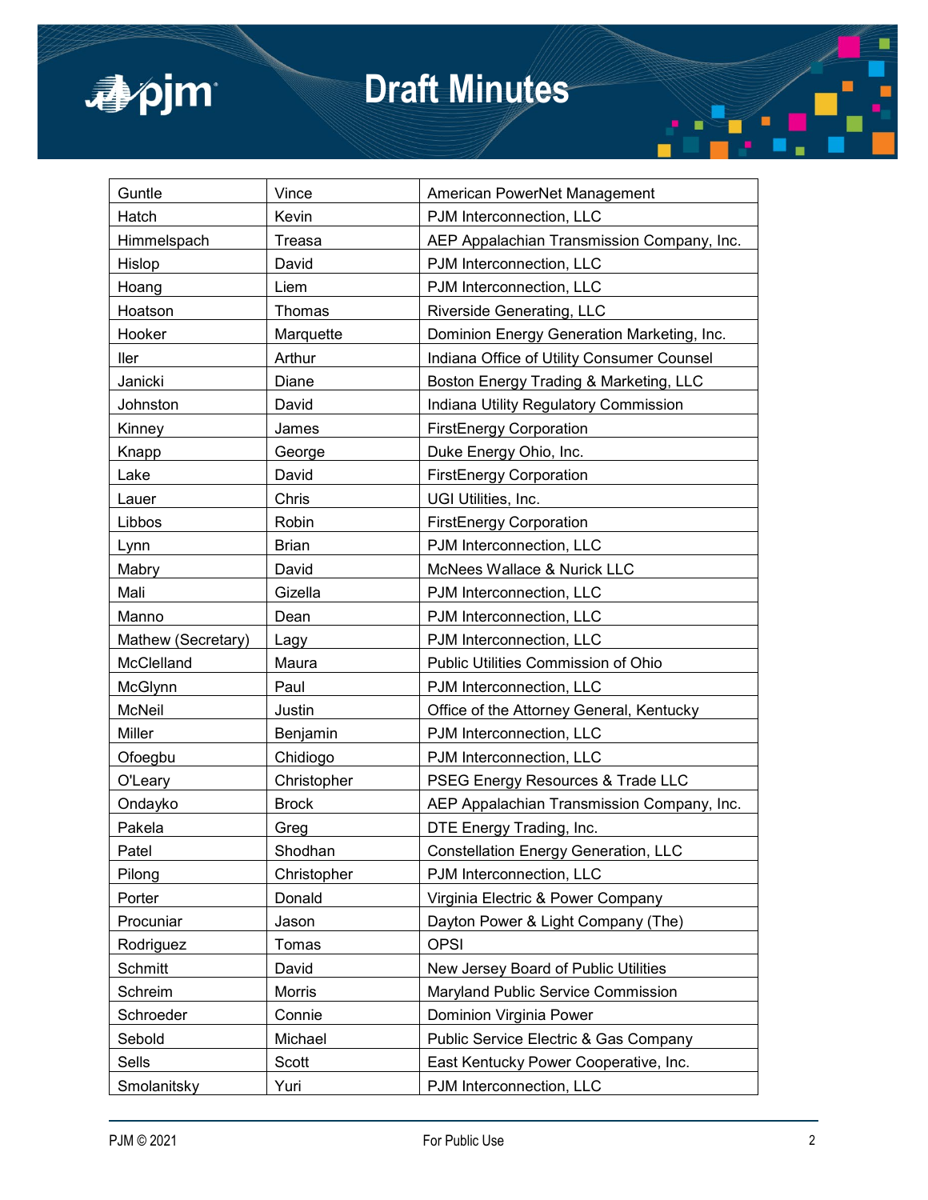| Guntle | Vince | American PowerNet Management |
|---|---|---|
| Hatch | Kevin | PJM Interconnection, LLC |
| Himmelspach | Treasa | AEP Appalachian Transmission Company, Inc. |
| Hislop | David | PJM Interconnection, LLC |
| Hoang | Liem | PJM Interconnection, LLC |
| Hoatson | Thomas | Riverside Generating, LLC |
| Hooker | Marquette | Dominion Energy Generation Marketing, Inc. |
| Iler | Arthur | Indiana Office of Utility Consumer Counsel |
| Janicki | Diane | Boston Energy Trading & Marketing, LLC |
| Johnston | David | Indiana Utility Regulatory Commission |
| Kinney | James | FirstEnergy Corporation |
| Knapp | George | Duke Energy Ohio, Inc. |
| Lake | David | FirstEnergy Corporation |
| Lauer | Chris | UGI Utilities, Inc. |
| Libbos | Robin | FirstEnergy Corporation |
| Lynn | Brian | PJM Interconnection, LLC |
| Mabry | David | McNees Wallace & Nurick LLC |
| Mali | Gizella | PJM Interconnection, LLC |
| Manno | Dean | PJM Interconnection, LLC |
| Mathew (Secretary) | Lagy | PJM Interconnection, LLC |
| McClelland | Maura | Public Utilities Commission of Ohio |
| McGlynn | Paul | PJM Interconnection, LLC |
| McNeil | Justin | Office of the Attorney General, Kentucky |
| Miller | Benjamin | PJM Interconnection, LLC |
| Ofoegbu | Chidiogo | PJM Interconnection, LLC |
| O'Leary | Christopher | PSEG Energy Resources & Trade LLC |
| Ondayko | Brock | AEP Appalachian Transmission Company, Inc. |
| Pakela | Greg | DTE Energy Trading, Inc. |
| Patel | Shodhan | Constellation Energy Generation, LLC |
| Pilong | Christopher | PJM Interconnection, LLC |
| Porter | Donald | Virginia Electric & Power Company |
| Procuniar | Jason | Dayton Power & Light Company (The) |
| Rodriguez | Tomas | OPSI |
| Schmitt | David | New Jersey Board of Public Utilities |
| Schreim | Morris | Maryland Public Service Commission |
| Schroeder | Connie | Dominion Virginia Power |
| Sebold | Michael | Public Service Electric & Gas Company |
| Sells | Scott | East Kentucky Power Cooperative, Inc. |
| Smolanitsky | Yuri | PJM Interconnection, LLC |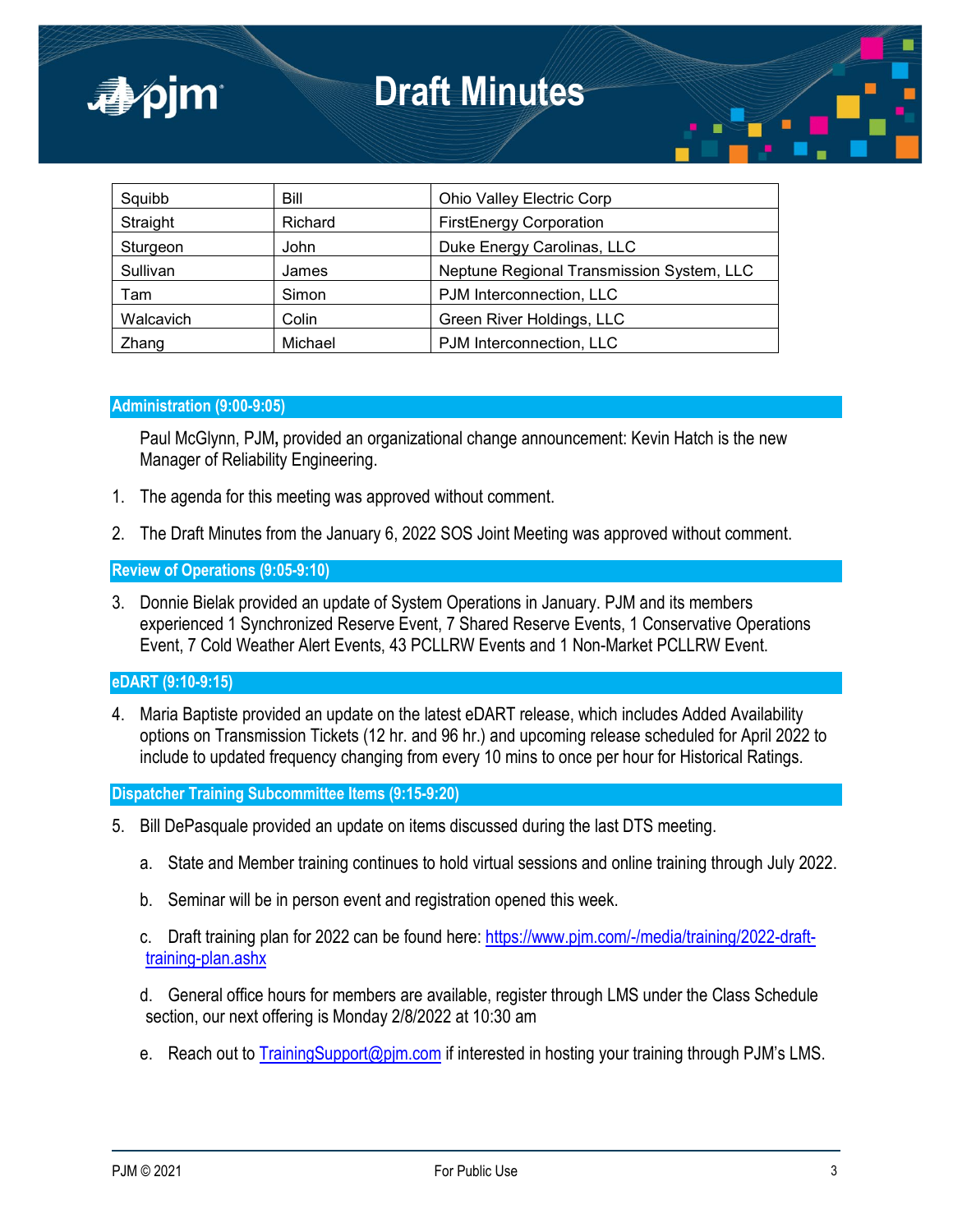| Squibb | Bill | Ohio Valley Electric Corp |
|---|---|---|
| Straight | Richard | FirstEnergy Corporation |
| Sturgeon | John | Duke Energy Carolinas, LLC |
| Sullivan | James | Neptune Regional Transmission System, LLC |
| Tam | Simon | PJM Interconnection, LLC |
| Walcavich | Colin | Green River Holdings, LLC |
| Zhang | Michael | PJM Interconnection, LLC |

## Administration (9:00-9:05)

Paul McGlynn, PJM**,** provided an organizational change announcement: Kevin Hatch is the new Manager of Reliability Engineering.

1. The agenda for this meeting was approved without comment.
2. The Draft Minutes from the January 6, 2022 SOS Joint Meeting was approved without comment.

## Review of Operations (9:05-9:10)

3. Donnie Bielak provided an update of System Operations in January. PJM and its members experienced 1 Synchronized Reserve Event, 7 Shared Reserve Events, 1 Conservative Operations Event, 7 Cold Weather Alert Events, 43 PCLLRW Events and 1 Non-Market PCLLRW Event.

## eDART (9:10-9:15)

4. Maria Baptiste provided an update on the latest eDART release, which includes Added Availability options on Transmission Tickets (12 hr. and 96 hr.) and upcoming release scheduled for April 2022 to include to updated frequency changing from every 10 mins to once per hour for Historical Ratings.

## Dispatcher Training Subcommittee Items (9:15-9:20)

5. Bill DePasquale provided an update on items discussed during the last DTS meeting.
   a. State and Member training continues to hold virtual sessions and online training through July 2022.
   b. Seminar will be in person event and registration opened this week.
   c. Draft training plan for 2022 can be found here: https://www.pjm.com/-/media/training/2022-draft-training-plan.ashx
   d. General office hours for members are available, register through LMS under the Class Schedule section, our next offering is Monday 2/8/2022 at 10:30 am
   e. Reach out to TrainingSupport@pjm.com if interested in hosting your training through PJM's LMS.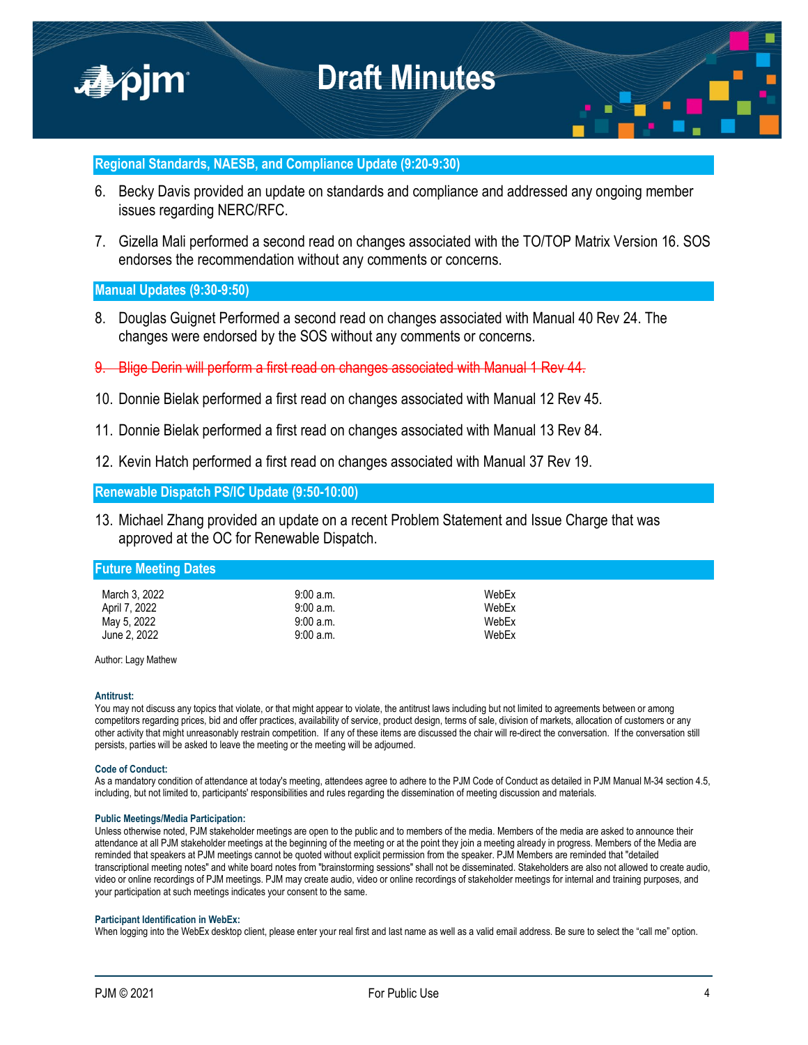## Regional Standards, NAESB, and Compliance Update (9:20-9:30)

6. Becky Davis provided an update on standards and compliance and addressed any ongoing member issues regarding NERC/RFC.

7. Gizella Mali performed a second read on changes associated with the TO/TOP Matrix Version 16. SOS endorses the recommendation without any comments or concerns.

## Manual Updates (9:30-9:50)

8. Douglas Guignet Performed a second read on changes associated with Manual 40 Rev 24. The changes were endorsed by the SOS without any comments or concerns.

9. ~~Blige Derin will perform a first read on changes associated with Manual 1 Rev 44.~~

10. Donnie Bielak performed a first read on changes associated with Manual 12 Rev 45.

11. Donnie Bielak performed a first read on changes associated with Manual 13 Rev 84.

12. Kevin Hatch performed a first read on changes associated with Manual 37 Rev 19.

## Renewable Dispatch PS/IC Update (9:50-10:00)

13. Michael Zhang provided an update on a recent Problem Statement and Issue Charge that was approved at the OC for Renewable Dispatch.

## Future Meeting Dates

| | | |
|---|---|---|
| March 3, 2022 | 9:00 a.m. | WebEx |
| April 7, 2022 | 9:00 a.m. | WebEx |
| May 5, 2022 | 9:00 a.m. | WebEx |
| June 2, 2022 | 9:00 a.m. | WebEx |

Author: Lagy Mathew

**Antitrust:**
You may not discuss any topics that violate, or that might appear to violate, the antitrust laws including but not limited to agreements between or among competitors regarding prices, bid and offer practices, availability of service, product design, terms of sale, division of markets, allocation of customers or any other activity that might unreasonably restrain competition. If any of these items are discussed the chair will re-direct the conversation. If the conversation still persists, parties will be asked to leave the meeting or the meeting will be adjourned.

**Code of Conduct:**
As a mandatory condition of attendance at today's meeting, attendees agree to adhere to the PJM Code of Conduct as detailed in PJM Manual M-34 section 4.5, including, but not limited to, participants' responsibilities and rules regarding the dissemination of meeting discussion and materials.

**Public Meetings/Media Participation:**
Unless otherwise noted, PJM stakeholder meetings are open to the public and to members of the media. Members of the media are asked to announce their attendance at all PJM stakeholder meetings at the beginning of the meeting or at the point they join a meeting already in progress. Members of the Media are reminded that speakers at PJM meetings cannot be quoted without explicit permission from the speaker. PJM Members are reminded that "detailed transcriptional meeting notes" and white board notes from "brainstorming sessions" shall not be disseminated. Stakeholders are also not allowed to create audio, video or online recordings of PJM meetings. PJM may create audio, video or online recordings of stakeholder meetings for internal and training purposes, and your participation at such meetings indicates your consent to the same.

**Participant Identification in WebEx:**
When logging into the WebEx desktop client, please enter your real first and last name as well as a valid email address. Be sure to select the "call me" option.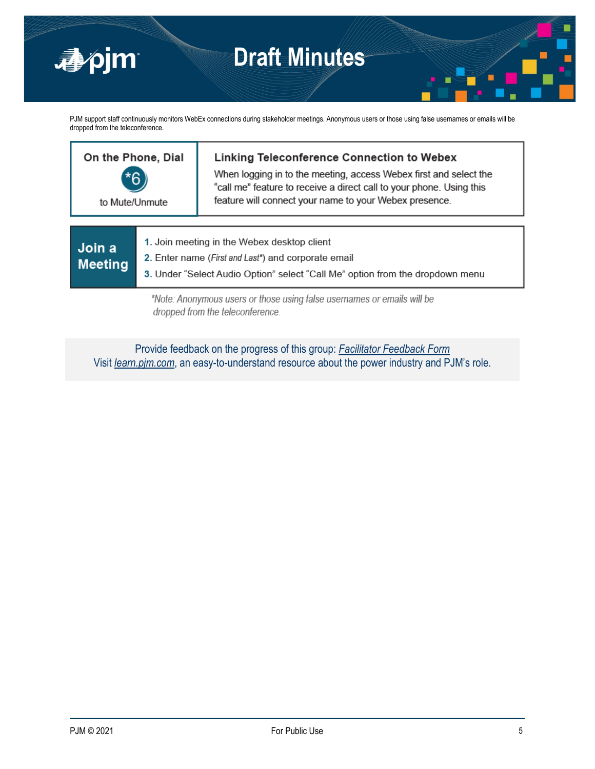PJM support staff continuously monitors WebEx connections during stakeholder meetings. Anonymous users or those using false usernames or emails will be dropped from the teleconference.

| On the Phone, Dial *6 to Mute/Unmute | **Linking Teleconference Connection to Webex** When logging in to the meeting, access Webex first and select the "call me" feature to receive a direct call to your phone. Using this feature will connect your name to your Webex presence. |
|---|---|

**Join a Meeting**

1. Join meeting in the Webex desktop client
2. Enter name (*First and Last*\*) and corporate email
3. Under "Select Audio Option" select "Call Me" option from the dropdown menu

*\*Note: Anonymous users or those using false usernames or emails will be dropped from the teleconference.*

Provide feedback on the progress of this group: *Facilitator Feedback Form*
Visit *learn.pjm.com*, an easy-to-understand resource about the power industry and PJM's role.